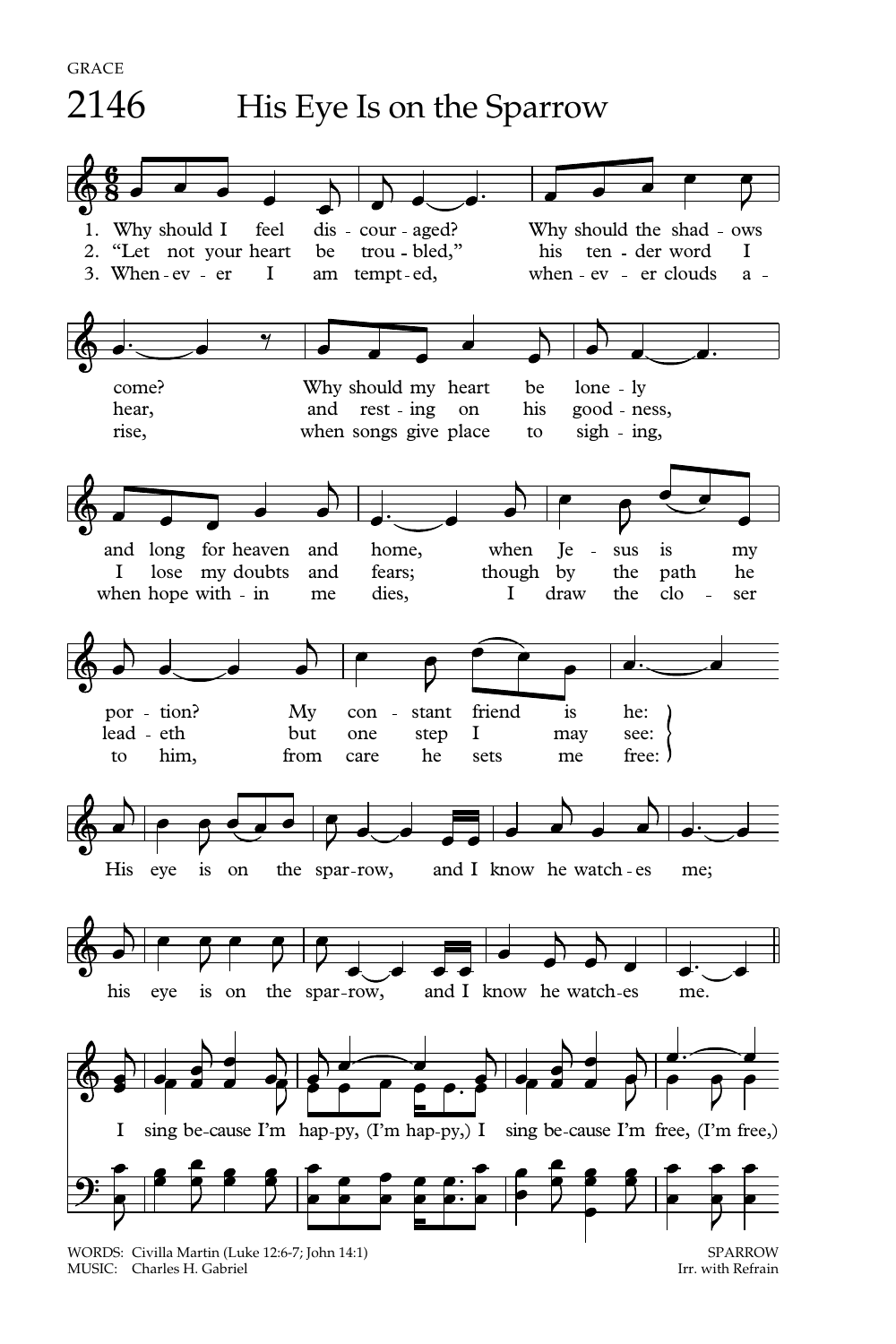GRACE

# 2146 His Eye Is on the Sparrow

1. Why should I feel discouraged? Why should the shadows come? Why should my heart be lonely and long for heaven and home, when Jesus is my portion? My constant friend is he:

2. "Let not your heart be troubled," his tender word I hear, and resting on his goodness, I lose my doubts and fears; though by the path he leadeth but one step I may see:

3. Whenever I am tempted, whenever clouds arise, when songs give place to sighing, when hope within me dies, I draw the closer to him, from care he sets me free:

His eye is on the sparrow, and I know he watches me; his eye is on the sparrow, and I know he watches me.

I sing because I'm happy, (I'm happy,) I sing because I'm free, (I'm free,)

WORDS: Civilla Martin (Luke 12:6-7; John 14:1)
MUSIC: Charles H. Gabriel

SPARROW
Irr. with Refrain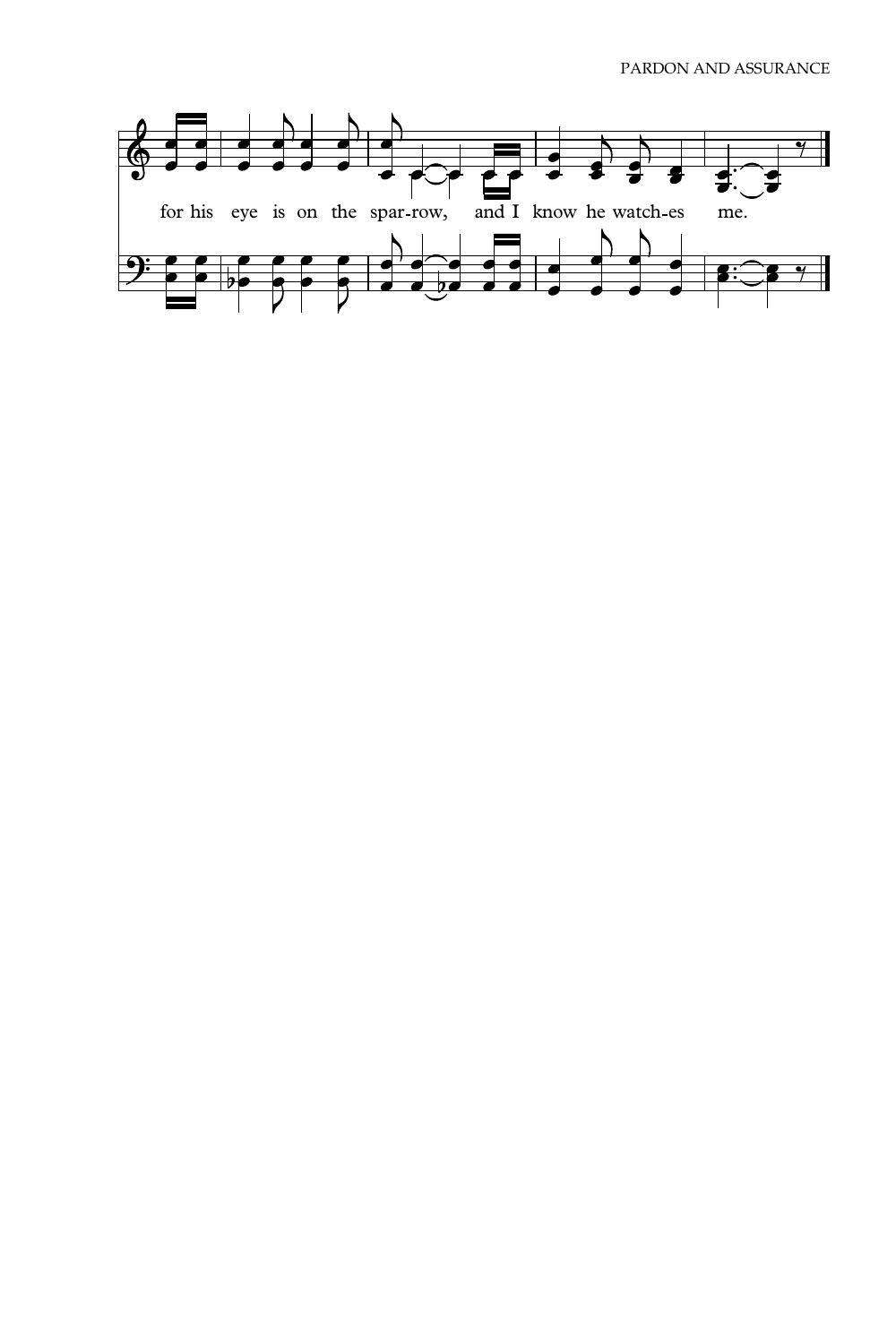for his eye is on the spar-row, and I know he watch-es me.